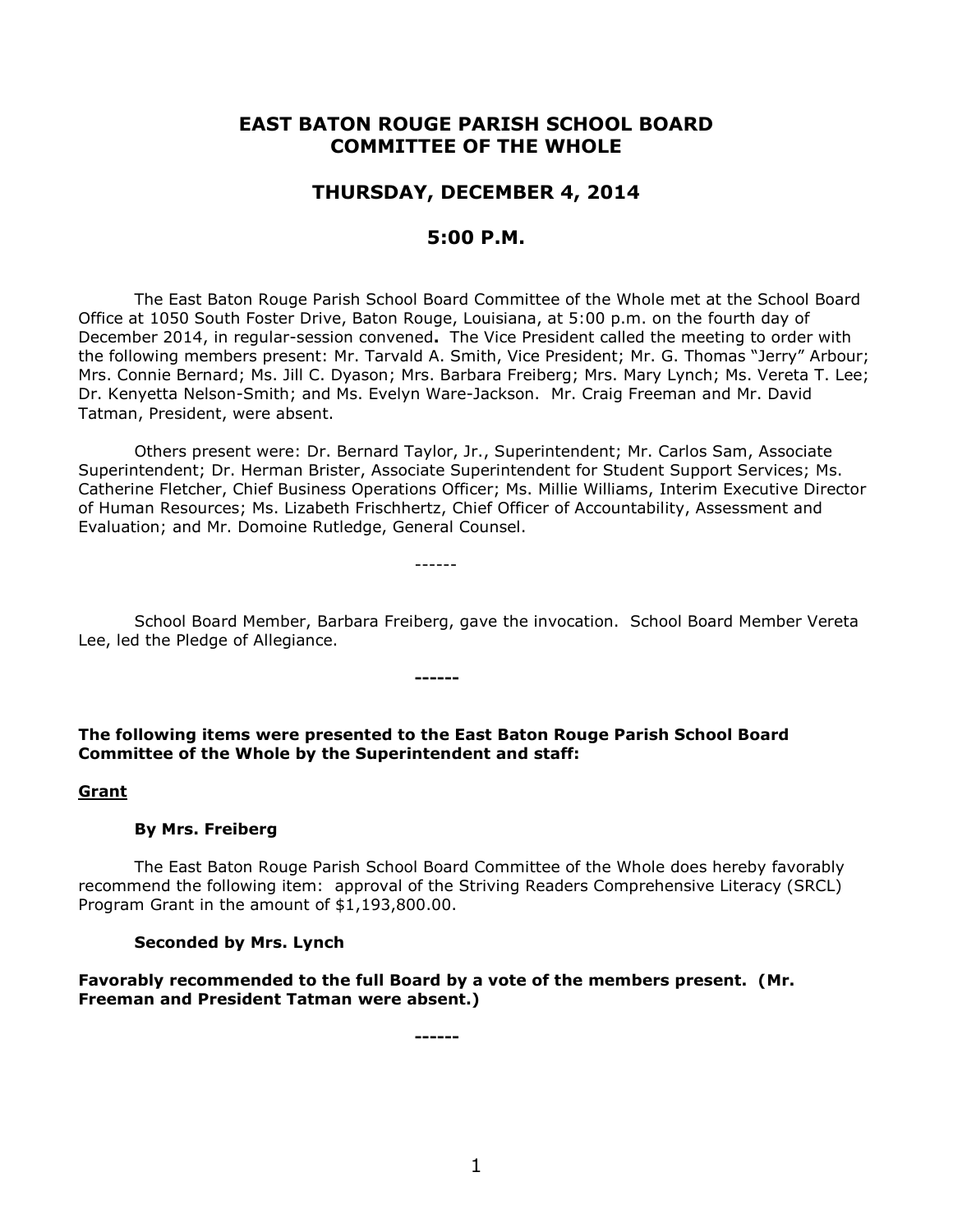# EAST BATON ROUGE PARISH SCHOOL BOARD
# COMMITTEE OF THE WHOLE

## THURSDAY, DECEMBER 4, 2014

## 5:00 P.M.

The East Baton Rouge Parish School Board Committee of the Whole met at the School Board Office at 1050 South Foster Drive, Baton Rouge, Louisiana, at 5:00 p.m. on the fourth day of December 2014, in regular-session convened**.** The Vice President called the meeting to order with the following members present: Mr. Tarvald A. Smith, Vice President; Mr. G. Thomas "Jerry" Arbour; Mrs. Connie Bernard; Ms. Jill C. Dyason; Mrs. Barbara Freiberg; Mrs. Mary Lynch; Ms. Vereta T. Lee; Dr. Kenyetta Nelson-Smith; and Ms. Evelyn Ware-Jackson. Mr. Craig Freeman and Mr. David Tatman, President, were absent.

Others present were: Dr. Bernard Taylor, Jr., Superintendent; Mr. Carlos Sam, Associate Superintendent; Dr. Herman Brister, Associate Superintendent for Student Support Services; Ms. Catherine Fletcher, Chief Business Operations Officer; Ms. Millie Williams, Interim Executive Director of Human Resources; Ms. Lizabeth Frischhertz, Chief Officer of Accountability, Assessment and Evaluation; and Mr. Domoine Rutledge, General Counsel.

------

School Board Member, Barbara Freiberg, gave the invocation. School Board Member Vereta Lee, led the Pledge of Allegiance.

**------**

**The following items were presented to the East Baton Rouge Parish School Board Committee of the Whole by the Superintendent and staff:**

**<u>Grant</u>**

**By Mrs. Freiberg**

The East Baton Rouge Parish School Board Committee of the Whole does hereby favorably recommend the following item: approval of the Striving Readers Comprehensive Literacy (SRCL) Program Grant in the amount of $1,193,800.00.

**Seconded by Mrs. Lynch**

**Favorably recommended to the full Board by a vote of the members present. (Mr. Freeman and President Tatman were absent.)**

**------**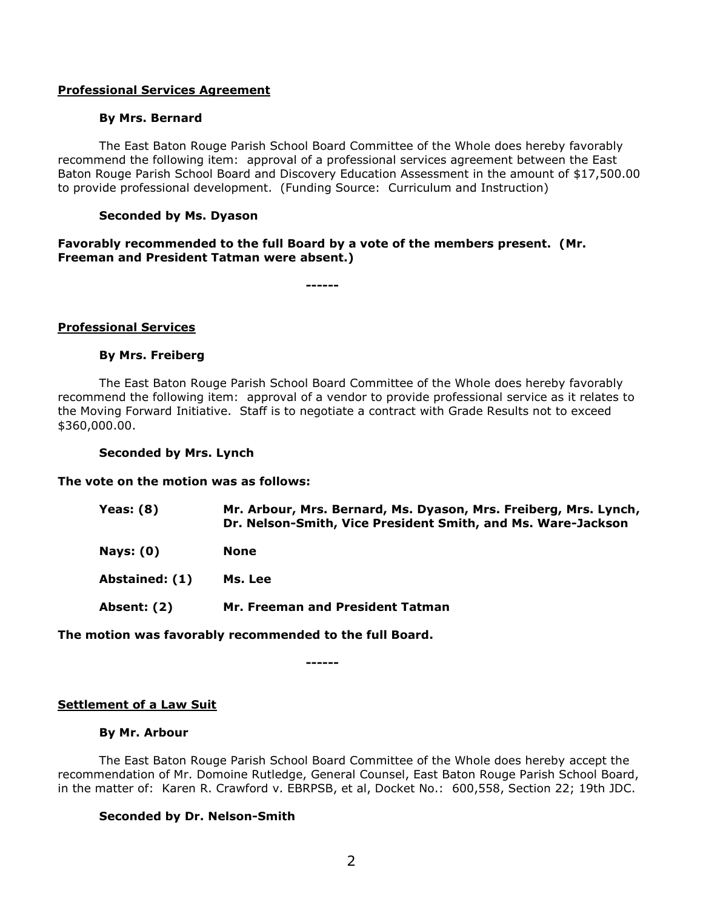**Professional Services Agreement**

**By Mrs. Bernard**

The East Baton Rouge Parish School Board Committee of the Whole does hereby favorably recommend the following item: approval of a professional services agreement between the East Baton Rouge Parish School Board and Discovery Education Assessment in the amount of $17,500.00 to provide professional development. (Funding Source: Curriculum and Instruction)

**Seconded by Ms. Dyason**

**Favorably recommended to the full Board by a vote of the members present. (Mr. Freeman and President Tatman were absent.)**

**------**

**Professional Services**

**By Mrs. Freiberg**

The East Baton Rouge Parish School Board Committee of the Whole does hereby favorably recommend the following item: approval of a vendor to provide professional service as it relates to the Moving Forward Initiative. Staff is to negotiate a contract with Grade Results not to exceed $360,000.00.

**Seconded by Mrs. Lynch**

**The vote on the motion was as follows:**

| | |
|---|---|
| **Yeas: (8)** | **Mr. Arbour, Mrs. Bernard, Ms. Dyason, Mrs. Freiberg, Mrs. Lynch, Dr. Nelson-Smith, Vice President Smith, and Ms. Ware-Jackson** |
| **Nays: (0)** | **None** |
| **Abstained: (1)** | **Ms. Lee** |
| **Absent: (2)** | **Mr. Freeman and President Tatman** |

**The motion was favorably recommended to the full Board.**

**------**

**Settlement of a Law Suit**

**By Mr. Arbour**

The East Baton Rouge Parish School Board Committee of the Whole does hereby accept the recommendation of Mr. Domoine Rutledge, General Counsel, East Baton Rouge Parish School Board, in the matter of: Karen R. Crawford v. EBRPSB, et al, Docket No.: 600,558, Section 22; 19th JDC.

**Seconded by Dr. Nelson-Smith**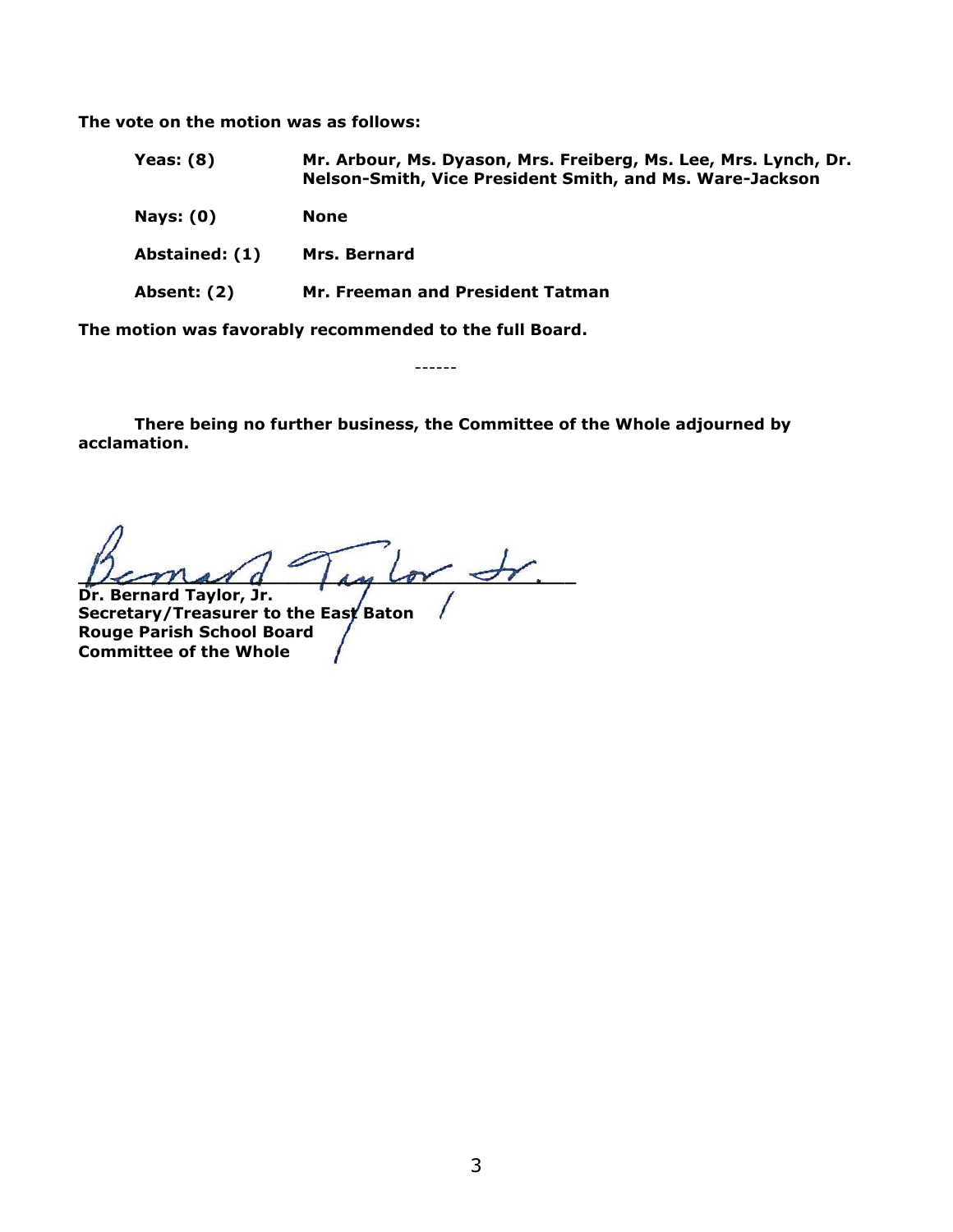**The vote on the motion was as follows:**

| | |
|---|---|
| **Yeas: (8)** | **Mr. Arbour, Ms. Dyason, Mrs. Freiberg, Ms. Lee, Mrs. Lynch, Dr. Nelson-Smith, Vice President Smith, and Ms. Ware-Jackson** |
| **Nays: (0)** | **None** |
| **Abstained: (1)** | **Mrs. Bernard** |
| **Absent: (2)** | **Mr. Freeman and President Tatman** |

**The motion was favorably recommended to the full Board.**

------

**There being no further business, the Committee of the Whole adjourned by acclamation.**

**Dr. Bernard Taylor, Jr.**
**Secretary/Treasurer to the East Baton Rouge Parish School Board Committee of the Whole**